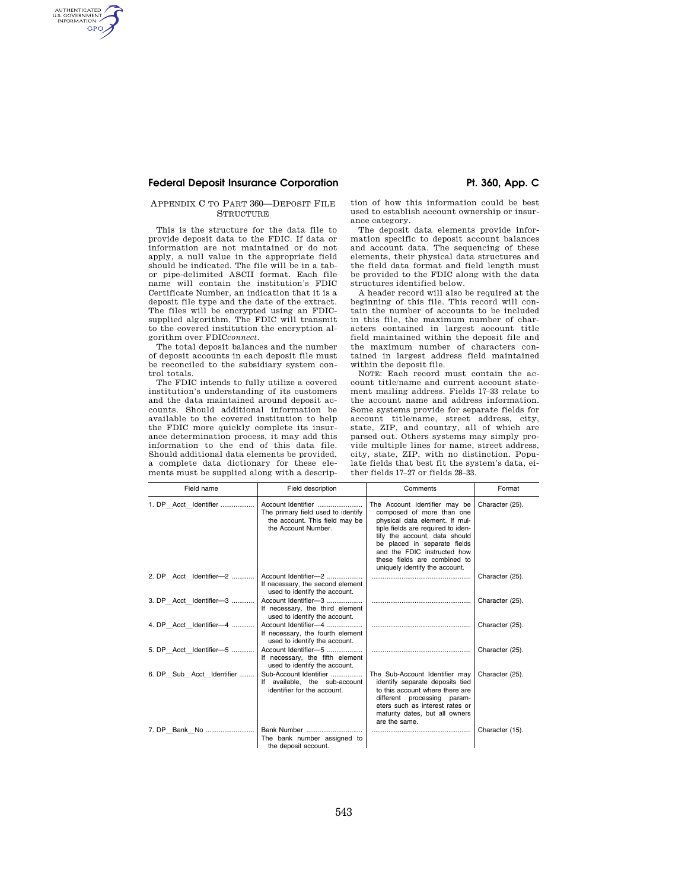## APPENDIX C TO PART 360—DEPOSIT FILE STRUCTURE

This is the structure for the data file to provide deposit data to the FDIC. If data or information are not maintained or do not apply, a null value in the appropriate field should be indicated. The file will be in a tab- or pipe-delimited ASCII format. Each file name will contain the institution's FDIC Certificate Number, an indication that it is a deposit file type and the date of the extract. The files will be encrypted using an FDIC-supplied algorithm. The FDIC will transmit to the covered institution the encryption algorithm over FDIC*connect*.

The total deposit balances and the number of deposit accounts in each deposit file must be reconciled to the subsidiary system control totals.

The FDIC intends to fully utilize a covered institution's understanding of its customers and the data maintained around deposit accounts. Should additional information be available to the covered institution to help the FDIC more quickly complete its insurance determination process, it may add this information to the end of this data file. Should additional data elements be provided, a complete data dictionary for these elements must be supplied along with a description of how this information could be best used to establish account ownership or insurance category.

The deposit data elements provide information specific to deposit account balances and account data. The sequencing of these elements, their physical data structures and the field data format and field length must be provided to the FDIC along with the data structures identified below.

A header record will also be required at the beginning of this file. This record will contain the number of accounts to be included in this file, the maximum number of characters contained in largest account title field maintained within the deposit file and the maximum number of characters contained in largest address field maintained within the deposit file.

NOTE: Each record must contain the account title/name and current account statement mailing address. Fields 17–33 relate to the account name and address information. Some systems provide for separate fields for account title/name, street address, city, state, ZIP, and country, all of which are parsed out. Others systems may simply provide multiple lines for name, street address, city, state, ZIP, with no distinction. Populate fields that best fit the system's data, either fields 17–27 or fields 28–33.

| Field name | Field description | Comments | Format |
|---|---|---|---|
| 1. DP_Acct_Identifier | Account Identifier<br>The primary field used to identify the account. This field may be the Account Number. | The Account Identifier may be composed of more than one physical data element. If multiple fields are required to identify the account, data should be placed in separate fields and the FDIC instructed how these fields are combined to uniquely identify the account. | Character (25). |
| 2. DP_Acct_Identifier—2 | Account Identifier—2<br>If necessary, the second element used to identify the account. | | Character (25). |
| 3. DP_Acct_Identifier—3 | Account Identifier—3<br>If necessary, the third element used to identify the account. | | Character (25). |
| 4. DP_Acct_Identifier—4 | Account Identifier—4<br>If necessary, the fourth element used to identify the account. | | Character (25). |
| 5. DP_Acct_Identifier—5 | Account Identifier—5<br>If necessary, the fifth element used to identify the account. | | Character (25). |
| 6. DP_Sub_Acct_Identifier | Sub-Account Identifier<br>If available, the sub-account identifier for the account. | The Sub-Account Identifier may identify separate deposits tied to this account where there are different processing parameters such as interest rates or maturity dates, but all owners are the same. | Character (25). |
| 7. DP_Bank_No | Bank Number<br>The bank number assigned to the deposit account. | | Character (15). |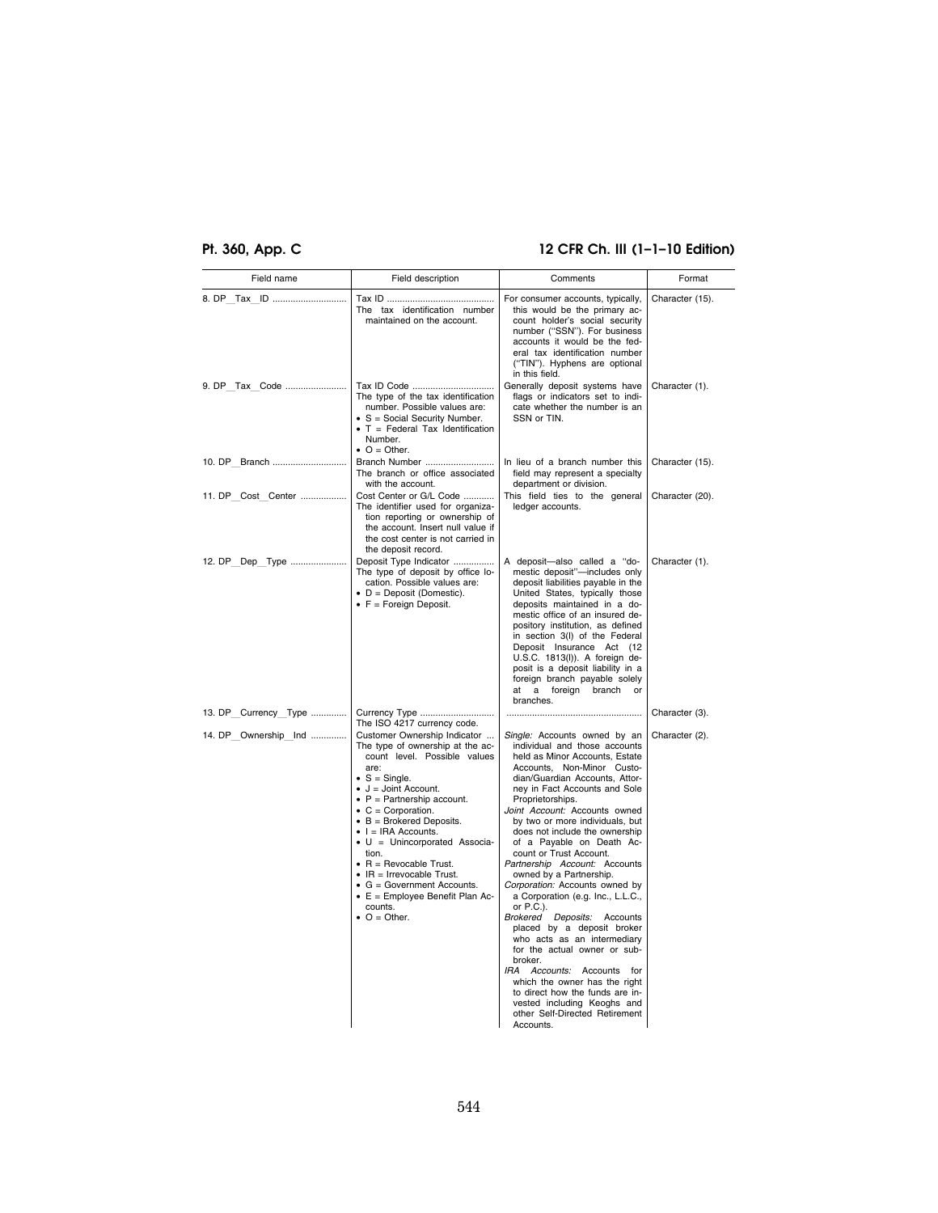| Field name | Field description | Comments | Format |
| --- | --- | --- | --- |
| 8. DP_Tax_ID | Tax ID<br>The tax identification number maintained on the account. | For consumer accounts, typically, this would be the primary account holder's social security number ("SSN"). For business accounts it would be the federal tax identification number ("TIN"). Hyphens are optional in this field. | Character (15). |
| 9. DP_Tax_Code | Tax ID Code<br>The type of the tax identification number. Possible values are:<br>• S = Social Security Number.<br>• T = Federal Tax Identification Number.<br>• O = Other. | Generally deposit systems have flags or indicators set to indicate whether the number is an SSN or TIN. | Character (1). |
| 10. DP_Branch | Branch Number<br>The branch or office associated with the account. | In lieu of a branch number this field may represent a specialty department or division. | Character (15). |
| 11. DP_Cost_Center | Cost Center or G/L Code<br>The identifier used for organization reporting or ownership of the account. Insert null value if the cost center is not carried in the deposit record. | This field ties to the general ledger accounts. | Character (20). |
| 12. DP_Dep_Type | Deposit Type Indicator<br>The type of deposit by office location. Possible values are:<br>• D = Deposit (Domestic).<br>• F = Foreign Deposit. | A deposit—also called a "domestic deposit"—includes only deposit liabilities payable in the United States, typically those deposits maintained in a domestic office of an insured depository institution, as defined in section 3(l) of the Federal Deposit Insurance Act (12 U.S.C. 1813(l)). A foreign deposit is a deposit liability in a foreign branch payable solely at a foreign branch or branches. | Character (1). |
| 13. DP_Currency_Type | Currency Type<br>The ISO 4217 currency code. | | Character (3). |
| 14. DP_Ownership_Ind | Customer Ownership Indicator<br>The type of ownership at the account level. Possible values are:<br>• S = Single.<br>• J = Joint Account.<br>• P = Partnership account.<br>• C = Corporation.<br>• B = Brokered Deposits.<br>• I = IRA Accounts.<br>• U = Unincorporated Association.<br>• R = Revocable Trust.<br>• IR = Irrevocable Trust.<br>• G = Government Accounts.<br>• E = Employee Benefit Plan Accounts.<br>• O = Other. | *Single:* Accounts owned by an individual and those accounts held as Minor Accounts, Estate Accounts, Non-Minor Custodian/Guardian Accounts, Attorney in Fact Accounts and Sole Proprietorships.<br>*Joint Account:* Accounts owned by two or more individuals, but does not include the ownership of a Payable on Death Account or Trust Account.<br>*Partnership Account:* Accounts owned by a Partnership.<br>*Corporation:* Accounts owned by a Corporation (e.g. Inc., L.L.C., or P.C.).<br>*Brokered Deposits:* Accounts placed by a deposit broker who acts as an intermediary for the actual owner or sub-broker.<br>*IRA Accounts:* Accounts for which the owner has the right to direct how the funds are invested including Keoghs and other Self-Directed Retirement Accounts. | Character (2). |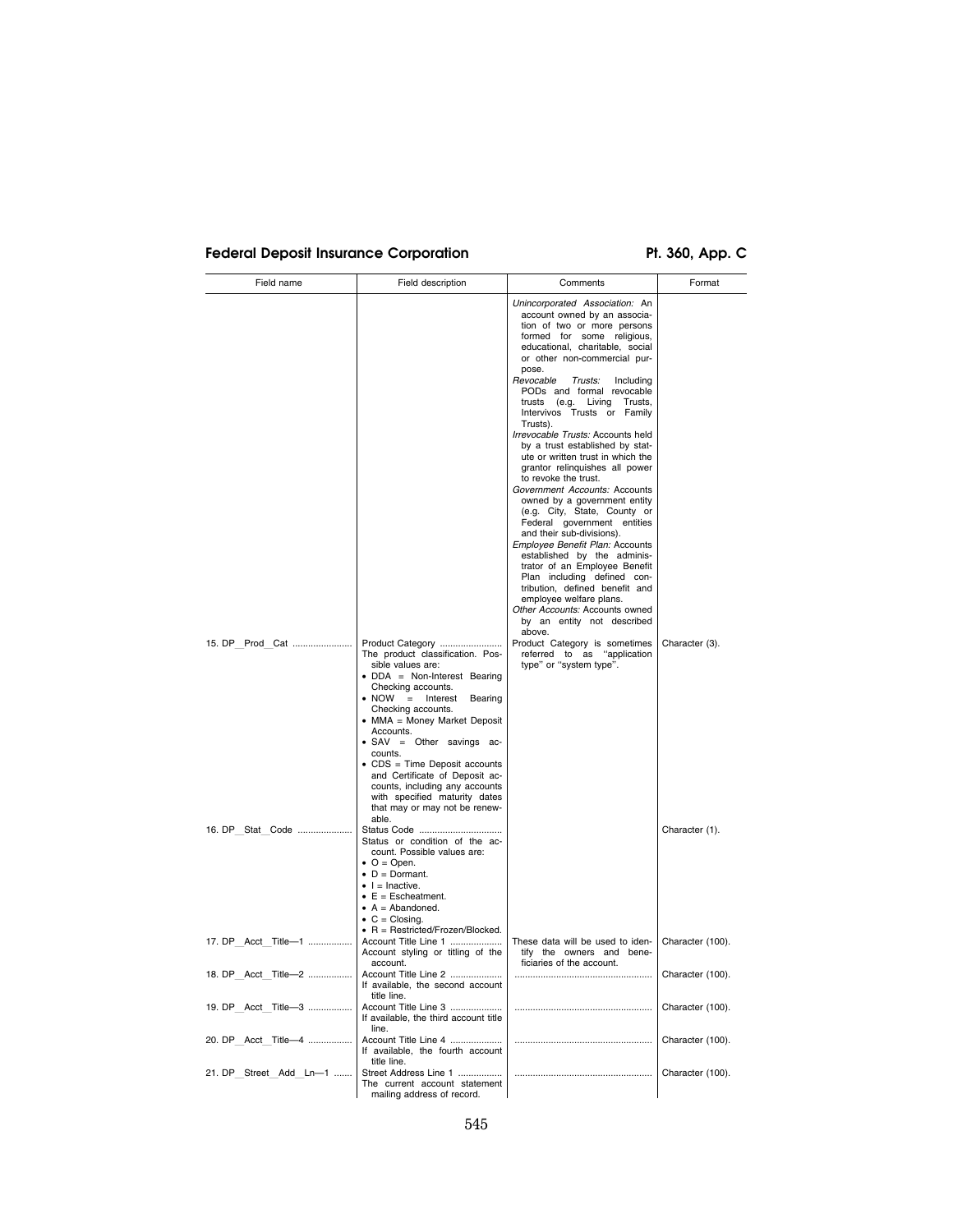| Field name | Field description | Comments | Format |
|---|---|---|---|
| | | *Unincorporated Association:* An account owned by an association of two or more persons formed for some religious, educational, charitable, social or other non-commercial purpose.<br>*Revocable Trusts:* Including PODs and formal revocable trusts (e.g. Living Trusts, Intervivos Trusts or Family Trusts).<br>*Irrevocable Trusts:* Accounts held by a trust established by statute or written trust in which the grantor relinquishes all power to revoke the trust.<br>*Government Accounts:* Accounts owned by a government entity (e.g. City, State, County or Federal government entities and their sub-divisions).<br>*Employee Benefit Plan:* Accounts established by the administrator of an Employee Benefit Plan including defined contribution, defined benefit and employee welfare plans.<br>*Other Accounts:* Accounts owned by an entity not described above. | |
| 15. DP_Prod_Cat | Product Category<br>The product classification. Possible values are:<br>• DDA = Non-Interest Bearing Checking accounts.<br>• NOW = Interest Bearing Checking accounts.<br>• MMA = Money Market Deposit Accounts.<br>• SAV = Other savings accounts.<br>• CDS = Time Deposit accounts and Certificate of Deposit accounts, including any accounts with specified maturity dates that may or may not be renewable. | Product Category is sometimes referred to as "application type" or "system type". | Character (3). |
| 16. DP_Stat_Code | Status Code<br>Status or condition of the account. Possible values are:<br>• O = Open.<br>• D = Dormant.<br>• I = Inactive.<br>• E = Escheatment.<br>• A = Abandoned.<br>• C = Closing.<br>• R = Restricted/Frozen/Blocked. | | Character (1). |
| 17. DP_Acct_Title—1 | Account Title Line 1<br>Account styling or titling of the account. | These data will be used to identify the owners and beneficiaries of the account. | Character (100). |
| 18. DP_Acct_Title—2 | Account Title Line 2<br>If available, the second account title line. | | Character (100). |
| 19. DP_Acct_Title—3 | Account Title Line 3<br>If available, the third account title line. | | Character (100). |
| 20. DP_Acct_Title—4 | Account Title Line 4<br>If available, the fourth account title line. | | Character (100). |
| 21. DP_Street_Add_Ln—1 | Street Address Line 1<br>The current account statement mailing address of record. | | Character (100). |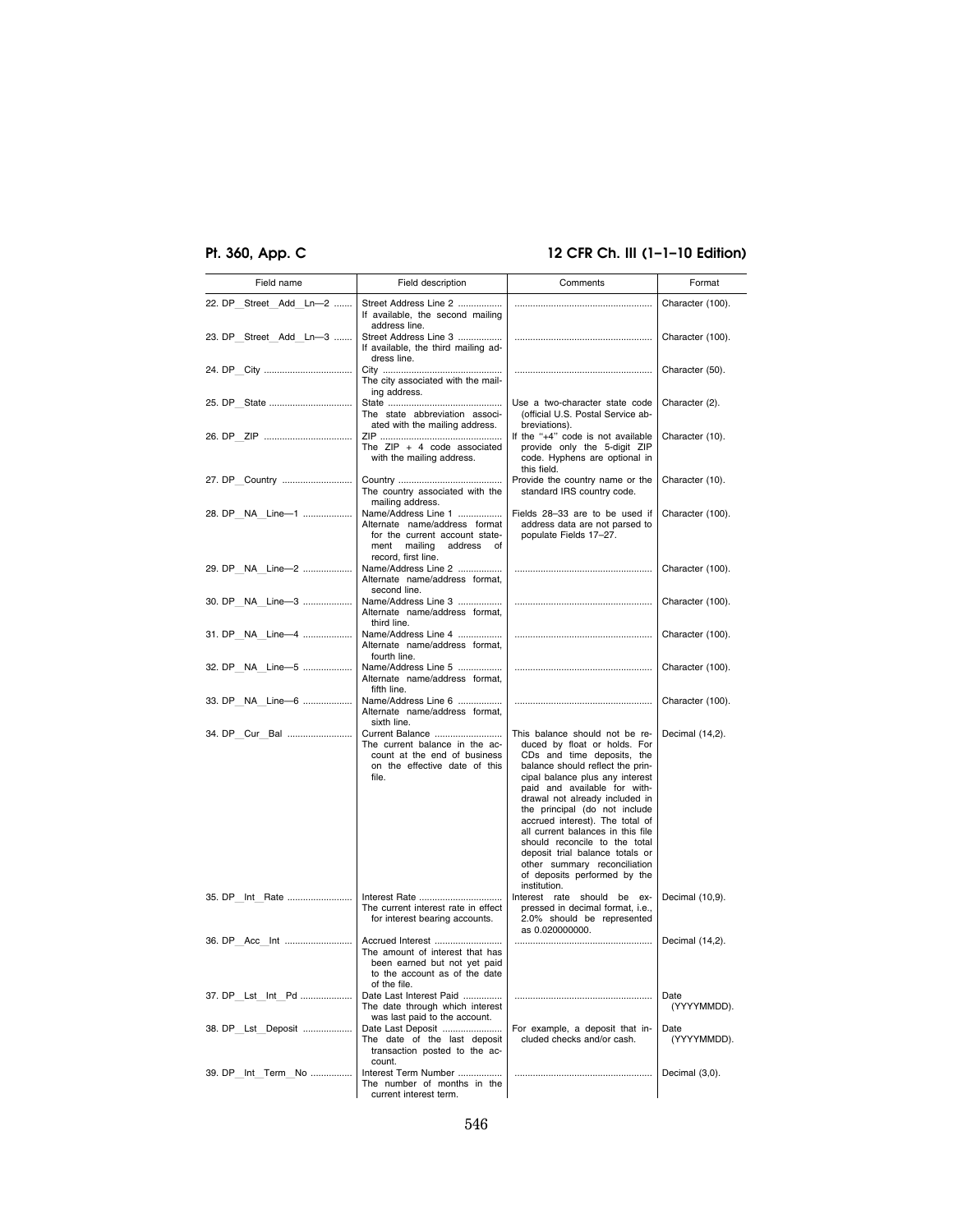| Field name | Field description | Comments | Format |
|---|---|---|---|
| 22. DP_Street_Add_Ln—2 | Street Address Line 2<br>If available, the second mailing address line. | | Character (100). |
| 23. DP_Street_Add_Ln—3 | Street Address Line 3<br>If available, the third mailing address line. | | Character (100). |
| 24. DP_City | City<br>The city associated with the mailing address. | | Character (50). |
| 25. DP_State | State<br>The state abbreviation associated with the mailing address. | Use a two-character state code (official U.S. Postal Service abbreviations). | Character (2). |
| 26. DP_ZIP | ZIP<br>The ZIP + 4 code associated with the mailing address. | If the "+4" code is not available provide only the 5-digit ZIP code. Hyphens are optional in this field. | Character (10). |
| 27. DP_Country | Country<br>The country associated with the mailing address. | Provide the country name or the standard IRS country code. | Character (10). |
| 28. DP_NA_Line—1 | Name/Address Line 1<br>Alternate name/address format for the current account statement mailing address of record, first line. | Fields 28–33 are to be used if address data are not parsed to populate Fields 17–27. | Character (100). |
| 29. DP_NA_Line—2 | Name/Address Line 2<br>Alternate name/address format, second line. | | Character (100). |
| 30. DP_NA_Line—3 | Name/Address Line 3<br>Alternate name/address format, third line. | | Character (100). |
| 31. DP_NA_Line—4 | Name/Address Line 4<br>Alternate name/address format, fourth line. | | Character (100). |
| 32. DP_NA_Line—5 | Name/Address Line 5<br>Alternate name/address format, fifth line. | | Character (100). |
| 33. DP_NA_Line—6 | Name/Address Line 6<br>Alternate name/address format, sixth line. | | Character (100). |
| 34. DP_Cur_Bal | Current Balance<br>The current balance in the account at the end of business on the effective date of this file. | This balance should not be reduced by float or holds. For CDs and time deposits, the balance should reflect the principal balance plus any interest paid and available for withdrawal not already included in the principal (do not include accrued interest). The total of all current balances in this file should reconcile to the total deposit trial balance totals or other summary reconciliation of deposits performed by the institution. | Decimal (14,2). |
| 35. DP_Int_Rate | Interest Rate<br>The current interest rate in effect for interest bearing accounts. | Interest rate should be expressed in decimal format, i.e., 2.0% should be represented as 0.020000000. | Decimal (10,9). |
| 36. DP_Acc_Int | Accrued Interest<br>The amount of interest that has been earned but not yet paid to the account as of the date of the file. | | Decimal (14,2). |
| 37. DP_Lst_Int_Pd | Date Last Interest Paid<br>The date through which interest was last paid to the account. | | Date (YYYYMMDD). |
| 38. DP_Lst_Deposit | Date Last Deposit<br>The date of the last deposit transaction posted to the account. | For example, a deposit that included checks and/or cash. | Date (YYYYMMDD). |
| 39. DP_Int_Term_No | Interest Term Number<br>The number of months in the current interest term. | | Decimal (3,0). |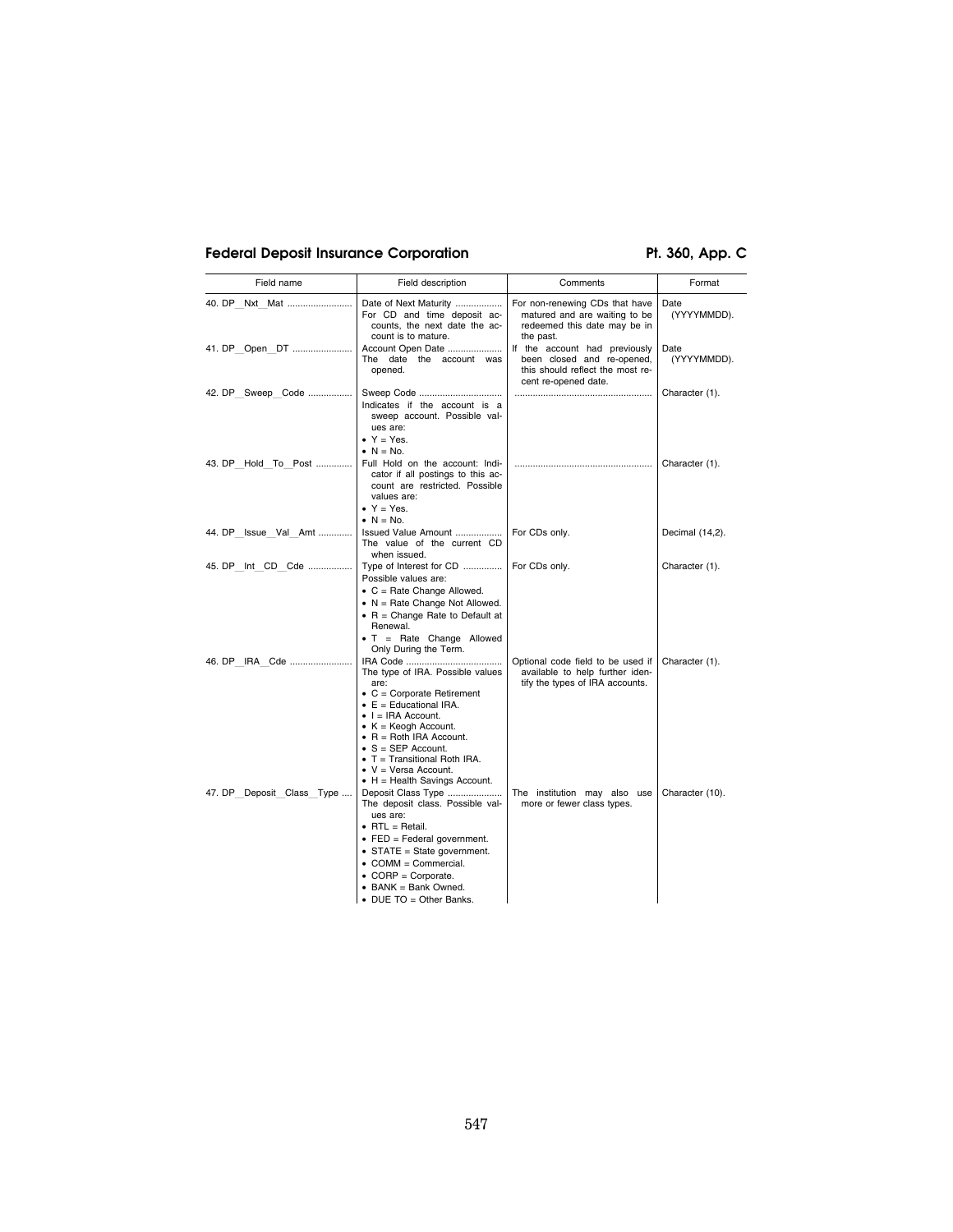| Field name | Field description | Comments | Format |
|---|---|---|---|
| 40. DP_Nxt_Mat | Date of Next Maturity<br>For CD and time deposit accounts, the next date the account is to mature. | For non-renewing CDs that have matured and are waiting to be redeemed this date may be in the past. | Date (YYYYMMDD). |
| 41. DP_Open_DT | Account Open Date<br>The date the account was opened. | If the account had previously been closed and re-opened, this should reflect the most recent re-opened date. | Date (YYYYMMDD). |
| 42. DP_Sweep_Code | Sweep Code<br>Indicates if the account is a sweep account. Possible values are:<br>• Y = Yes.<br>• N = No. | | Character (1). |
| 43. DP_Hold_To_Post | Full Hold on the account: Indicator if all postings to this account are restricted. Possible values are:<br>• Y = Yes.<br>• N = No. | | Character (1). |
| 44. DP_Issue_Val_Amt | Issued Value Amount<br>The value of the current CD when issued. | For CDs only. | Decimal (14,2). |
| 45. DP_Int_CD_Cde | Type of Interest for CD<br>Possible values are:<br>• C = Rate Change Allowed.<br>• N = Rate Change Not Allowed.<br>• R = Change Rate to Default at Renewal.<br>• T = Rate Change Allowed Only During the Term. | For CDs only. | Character (1). |
| 46. DP_IRA_Cde | IRA Code<br>The type of IRA. Possible values are:<br>• C = Corporate Retirement<br>• E = Educational IRA.<br>• I = IRA Account.<br>• K = Keogh Account.<br>• R = Roth IRA Account.<br>• S = SEP Account.<br>• T = Transitional Roth IRA.<br>• V = Versa Account.<br>• H = Health Savings Account. | Optional code field to be used if available to help further identify the types of IRA accounts. | Character (1). |
| 47. DP_Deposit_Class_Type | Deposit Class Type<br>The deposit class. Possible values are:<br>• RTL = Retail.<br>• FED = Federal government.<br>• STATE = State government.<br>• COMM = Commercial.<br>• CORP = Corporate.<br>• BANK = Bank Owned.<br>• DUE TO = Other Banks. | The institution may also use more or fewer class types. | Character (10). |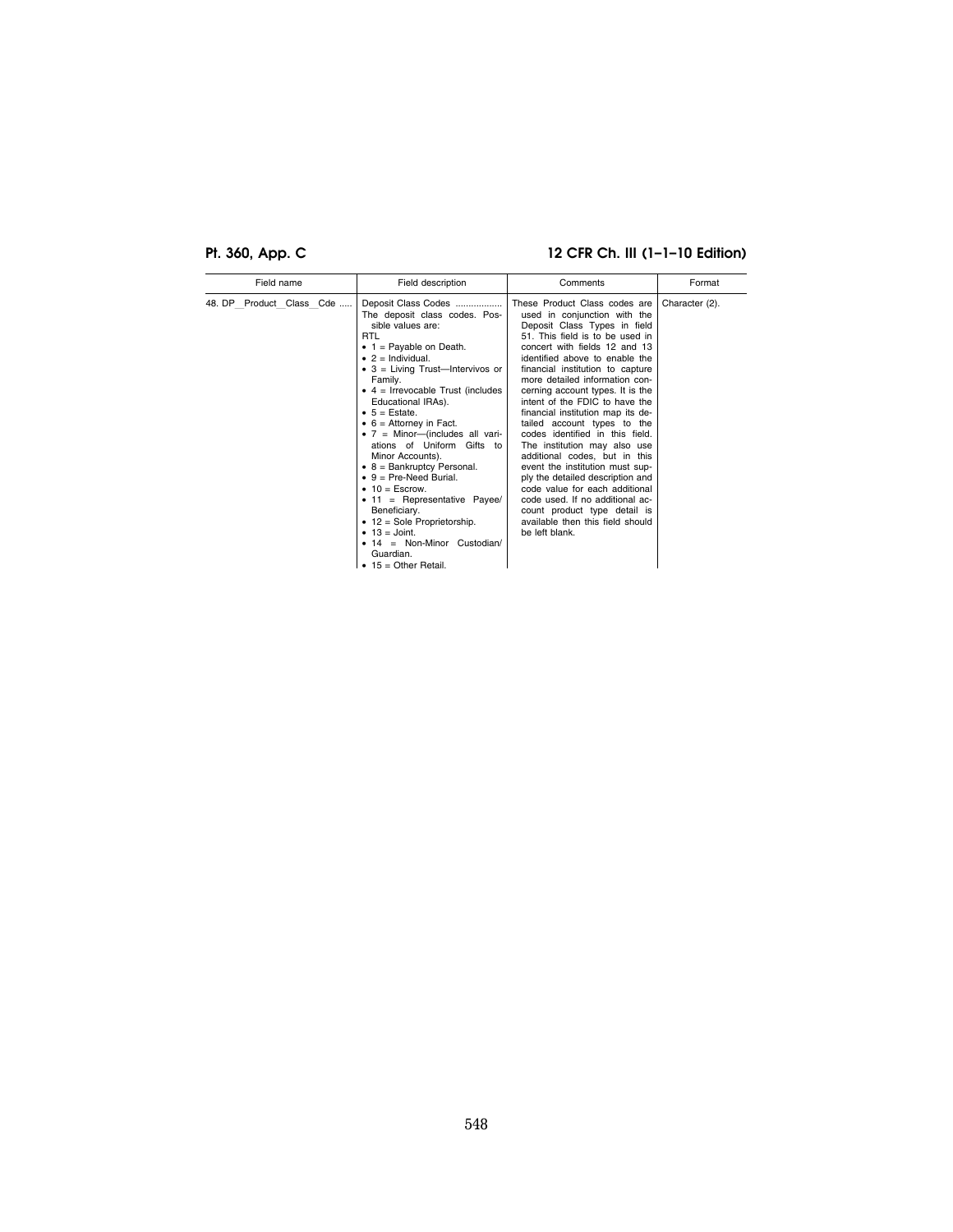| Field name | Field description | Comments | Format |
| --- | --- | --- | --- |
| 48. DP__Product__Class__Cde ..... | Deposit Class Codes .................. The deposit class codes. Possible values are: RTL • 1 = Payable on Death. • 2 = Individual. • 3 = Living Trust—Intervivos or Family. • 4 = Irrevocable Trust (includes Educational IRAs). • 5 = Estate. • 6 = Attorney in Fact. • 7 = Minor—(includes all variations of Uniform Gifts to Minor Accounts). • 8 = Bankruptcy Personal. • 9 = Pre-Need Burial. • 10 = Escrow. • 11 = Representative Payee/ Beneficiary. • 12 = Sole Proprietorship. • 13 = Joint. • 14 = Non-Minor Custodian/ Guardian. • 15 = Other Retail. | These Product Class codes are used in conjunction with the Deposit Class Types in field 51. This field is to be used in concert with fields 12 and 13 identified above to enable the financial institution to capture more detailed information concerning account types. It is the intent of the FDIC to have the financial institution map its detailed account types to the codes identified in this field. The institution may also use additional codes, but in this event the institution must supply the detailed description and code value for each additional code used. If no additional account product type detail is available then this field should be left blank. | Character (2). |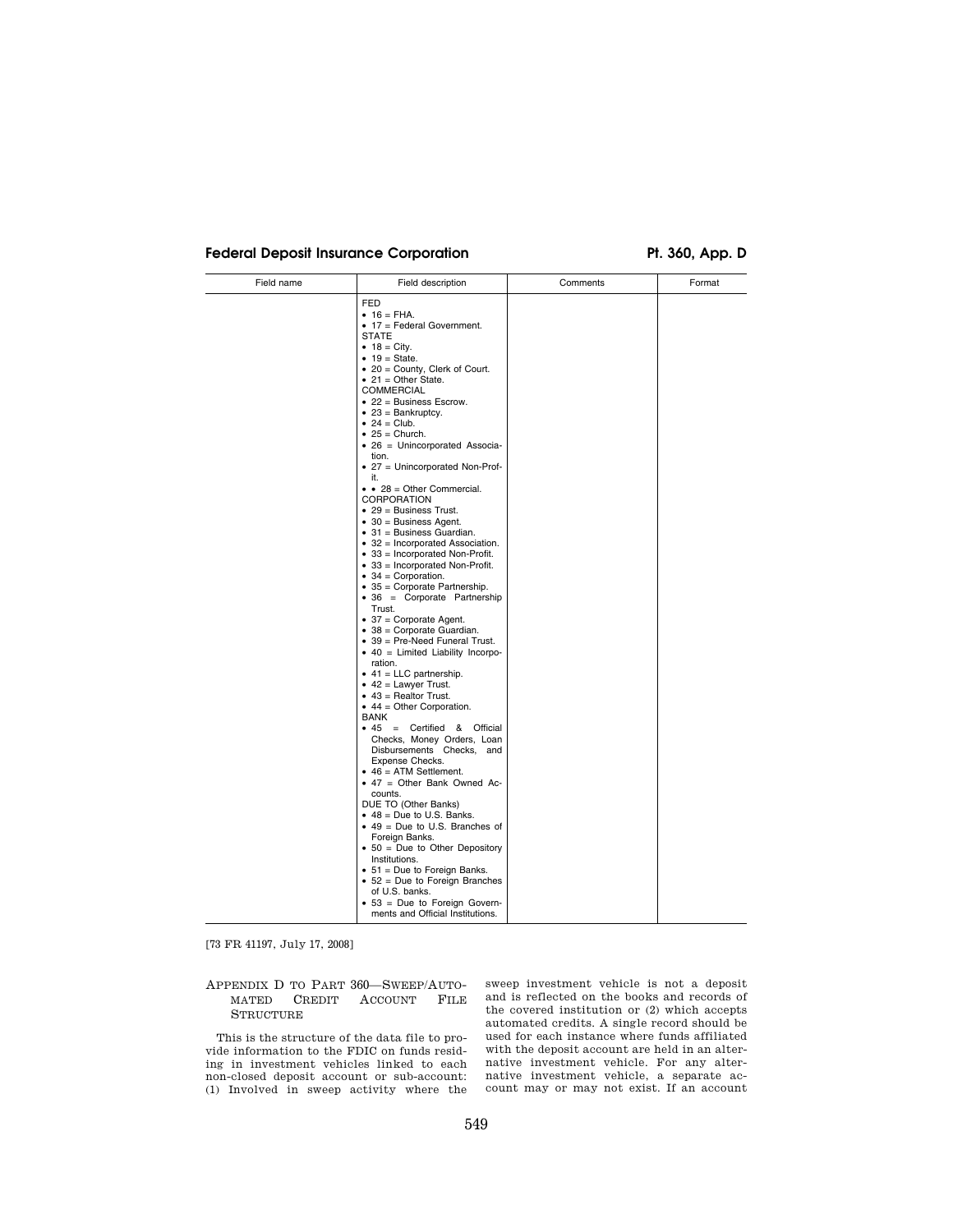| Field name | Field description | Comments | Format |
|---|---|---|---|
| | FED<br>• 16 = FHA.<br>• 17 = Federal Government.<br>STATE<br>• 18 = City.<br>• 19 = State.<br>• 20 = County, Clerk of Court.<br>• 21 = Other State.<br>COMMERCIAL<br>• 22 = Business Escrow.<br>• 23 = Bankruptcy.<br>• 24 = Club.<br>• 25 = Church.<br>• 26 = Unincorporated Association.<br>• 27 = Unincorporated Non-Profit.<br>• • 28 = Other Commercial.<br>CORPORATION<br>• 29 = Business Trust.<br>• 30 = Business Agent.<br>• 31 = Business Guardian.<br>• 32 = Incorporated Association.<br>• 33 = Incorporated Non-Profit.<br>• 33 = Incorporated Non-Profit.<br>• 34 = Corporation.<br>• 35 = Corporate Partnership.<br>• 36 = Corporate Partnership Trust.<br>• 37 = Corporate Agent.<br>• 38 = Corporate Guardian.<br>• 39 = Pre-Need Funeral Trust.<br>• 40 = Limited Liability Incorporation.<br>• 41 = LLC partnership.<br>• 42 = Lawyer Trust.<br>• 43 = Realtor Trust.<br>• 44 = Other Corporation.<br>BANK<br>• 45 = Certified & Official Checks, Money Orders, Loan Disbursements Checks, and Expense Checks.<br>• 46 = ATM Settlement.<br>• 47 = Other Bank Owned Accounts.<br>DUE TO (Other Banks)<br>• 48 = Due to U.S. Banks.<br>• 49 = Due to U.S. Branches of Foreign Banks.<br>• 50 = Due to Other Depository Institutions.<br>• 51 = Due to Foreign Banks.<br>• 52 = Due to Foreign Branches of U.S. banks.<br>• 53 = Due to Foreign Governments and Official Institutions. | | |

[73 FR 41197, July 17, 2008]

## APPENDIX D TO PART 360—SWEEP/AUTOMATED CREDIT ACCOUNT FILE STRUCTURE

This is the structure of the data file to provide information to the FDIC on funds residing in investment vehicles linked to each non-closed deposit account or sub-account: (1) Involved in sweep activity where the sweep investment vehicle is not a deposit and is reflected on the books and records of the covered institution or (2) which accepts automated credits. A single record should be used for each instance where funds affiliated with the deposit account are held in an alternative investment vehicle. For any alternative investment vehicle, a separate account may or may not exist. If an account